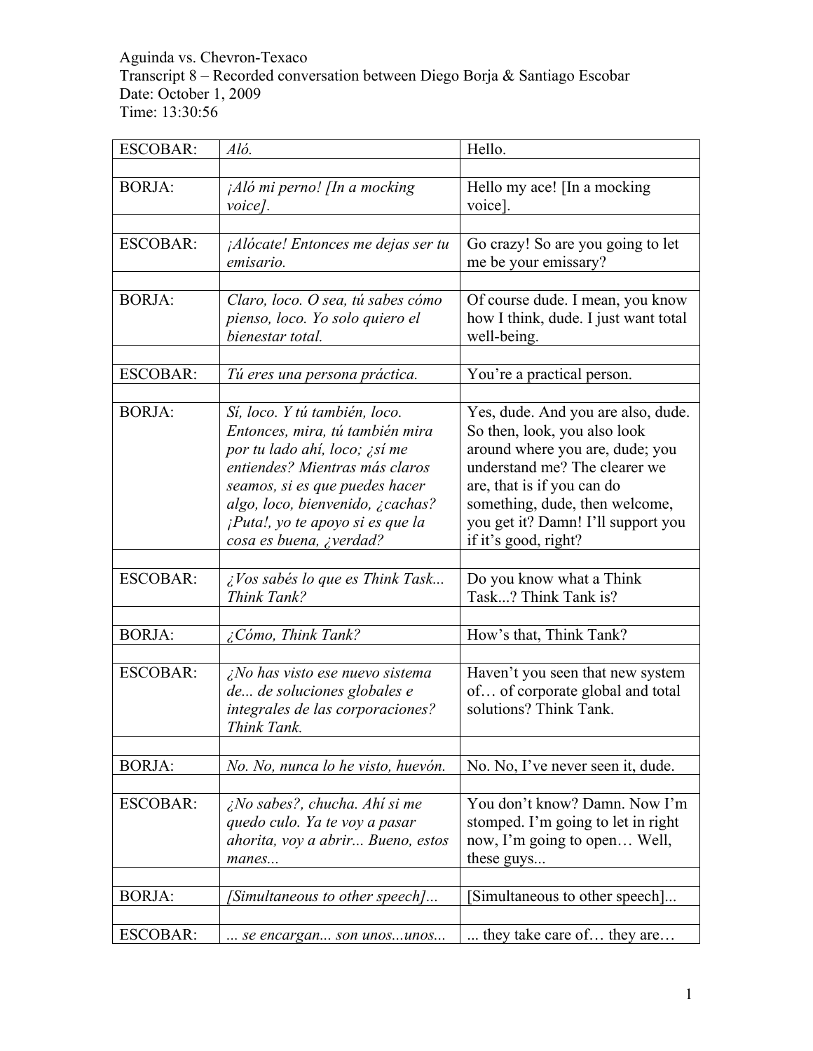Aguinda vs. Chevron-Texaco
Transcript 8 – Recorded conversation between Diego Borja & Santiago Escobar
Date: October 1, 2009
Time: 13:30:56

| | | |
|---|---|---|
| ESCOBAR: | *Aló.* | Hello. |
| | | |
| BORJA: | *¡Aló mi perno! [In a mocking voice].* | Hello my ace! [In a mocking voice]. |
| | | |
| ESCOBAR: | *¡Alócate! Entonces me dejas ser tu emisario.* | Go crazy! So are you going to let me be your emissary? |
| | | |
| BORJA: | *Claro, loco. O sea, tú sabes cómo pienso, loco. Yo solo quiero el bienestar total.* | Of course dude. I mean, you know how I think, dude. I just want total well-being. |
| | | |
| ESCOBAR: | *Tú eres una persona práctica.* | You're a practical person. |
| | | |
| BORJA: | *Sí, loco. Y tú también, loco. Entonces, mira, tú también mira por tu lado ahí, loco; ¿sí me entiendes? Mientras más claros seamos, si es que puedes hacer algo, loco, bienvenido, ¿cachas? ¡Puta!, yo te apoyo si es que la cosa es buena, ¿verdad?* | Yes, dude. And you are also, dude. So then, look, you also look around where you are, dude; you understand me? The clearer we are, that is if you can do something, dude, then welcome, you get it? Damn! I'll support you if it's good, right? |
| | | |
| ESCOBAR: | *¿Vos sabés lo que es Think Task... Think Tank?* | Do you know what a Think Task...? Think Tank is? |
| | | |
| BORJA: | *¿Cómo, Think Tank?* | How's that, Think Tank? |
| | | |
| ESCOBAR: | *¿No has visto ese nuevo sistema de... de soluciones globales e integrales de las corporaciones? Think Tank.* | Haven't you seen that new system of… of corporate global and total solutions? Think Tank. |
| | | |
| BORJA: | *No. No, nunca lo he visto, huevón.* | No. No, I've never seen it, dude. |
| | | |
| ESCOBAR: | *¿No sabes?, chucha. Ahí si me quedo culo. Ya te voy a pasar ahorita, voy a abrir... Bueno, estos manes...* | You don't know? Damn. Now I'm stomped. I'm going to let in right now, I'm going to open… Well, these guys... |
| | | |
| BORJA: | *[Simultaneous to other speech]...* | [Simultaneous to other speech]... |
| | | |
| ESCOBAR: | *... se encargan... son unos...unos...* | ... they take care of… they are… |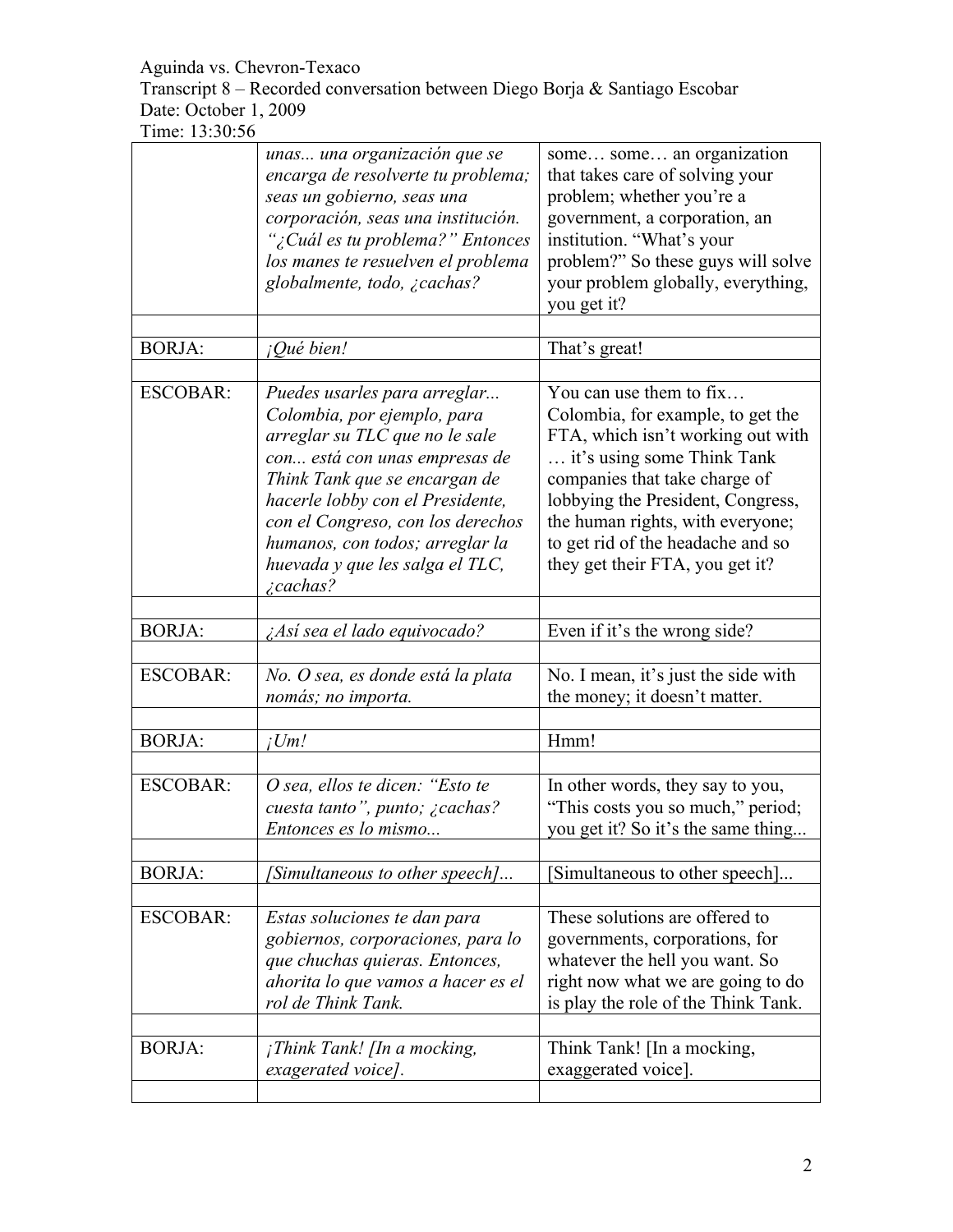Aguinda vs. Chevron-Texaco
Transcript 8 – Recorded conversation between Diego Borja & Santiago Escobar
Date: October 1, 2009
Time: 13:30:56

| | | |
|---|---|---|
| | *unas... una organización que se encarga de resolverte tu problema; seas un gobierno, seas una corporación, seas una institución. "¿Cuál es tu problema?" Entonces los manes te resuelven el problema globalmente, todo, ¿cachas?* | some… some… an organization that takes care of solving your problem; whether you're a government, a corporation, an institution. "What's your problem?" So these guys will solve your problem globally, everything, you get it? |
| | | |
| BORJA: | *¡Qué bien!* | That's great! |
| | | |
| ESCOBAR: | *Puedes usarles para arreglar... Colombia, por ejemplo, para arreglar su TLC que no le sale con... está con unas empresas de Think Tank que se encargan de hacerle lobby con el Presidente, con el Congreso, con los derechos humanos, con todos; arreglar la huevada y que les salga el TLC, ¿cachas?* | You can use them to fix… Colombia, for example, to get the FTA, which isn't working out with … it's using some Think Tank companies that take charge of lobbying the President, Congress, the human rights, with everyone; to get rid of the headache and so they get their FTA, you get it? |
| | | |
| BORJA: | *¿Así sea el lado equivocado?* | Even if it's the wrong side? |
| | | |
| ESCOBAR: | *No. O sea, es donde está la plata nomás; no importa.* | No. I mean, it's just the side with the money; it doesn't matter. |
| | | |
| BORJA: | *¡Um!* | Hmm! |
| | | |
| ESCOBAR: | *O sea, ellos te dicen: "Esto te cuesta tanto", punto; ¿cachas? Entonces es lo mismo...* | In other words, they say to you, "This costs you so much," period; you get it? So it's the same thing... |
| | | |
| BORJA: | *[Simultaneous to other speech]...* | [Simultaneous to other speech]... |
| | | |
| ESCOBAR: | *Estas soluciones te dan para gobiernos, corporaciones, para lo que chuchas quieras. Entonces, ahorita lo que vamos a hacer es el rol de Think Tank.* | These solutions are offered to governments, corporations, for whatever the hell you want. So right now what we are going to do is play the role of the Think Tank. |
| | | |
| BORJA: | *¡Think Tank! [In a mocking, exagerated voice].* | Think Tank! [In a mocking, exaggerated voice]. |
| | | |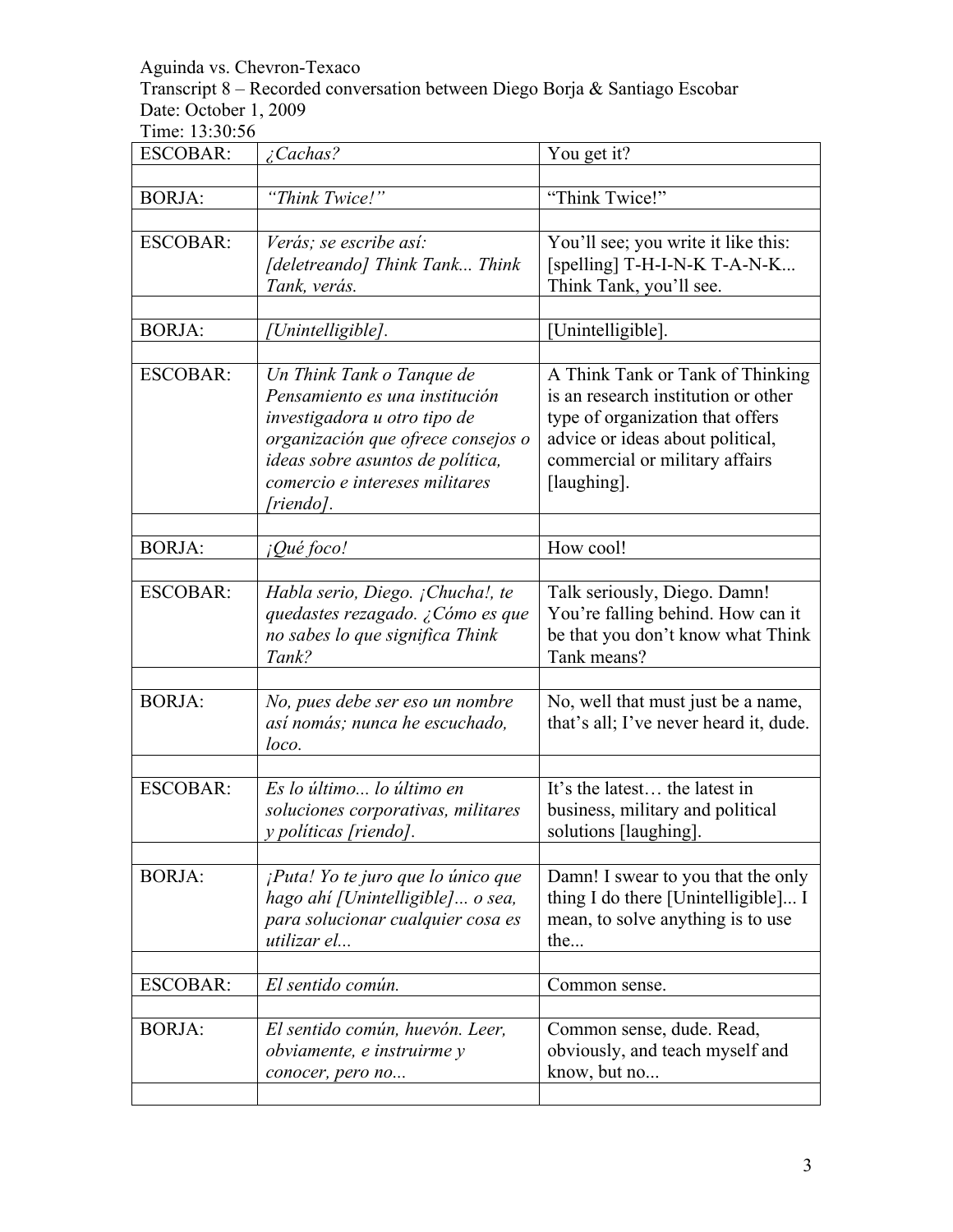Aguinda vs. Chevron-Texaco
Transcript 8 – Recorded conversation between Diego Borja & Santiago Escobar
Date: October 1, 2009
Time: 13:30:56

| ESCOBAR: | *¿Cachas?* | You get it? |
|---|---|---|
| | | |
| BORJA: | *"Think Twice!"* | "Think Twice!" |
| | | |
| ESCOBAR: | *Verás; se escribe así: [deletreando] Think Tank... Think Tank, verás.* | You'll see; you write it like this: [spelling] T-H-I-N-K T-A-N-K... Think Tank, you'll see. |
| | | |
| BORJA: | *[Unintelligible].* | [Unintelligible]. |
| | | |
| ESCOBAR: | *Un Think Tank o Tanque de Pensamiento es una institución investigadora u otro tipo de organización que ofrece consejos o ideas sobre asuntos de política, comercio e intereses militares [riendo].* | A Think Tank or Tank of Thinking is an research institution or other type of organization that offers advice or ideas about political, commercial or military affairs [laughing]. |
| | | |
| BORJA: | *¡Qué foco!* | How cool! |
| | | |
| ESCOBAR: | *Habla serio, Diego. ¡Chucha!, te quedastes rezagado. ¿Cómo es que no sabes lo que significa Think Tank?* | Talk seriously, Diego. Damn! You're falling behind. How can it be that you don't know what Think Tank means? |
| | | |
| BORJA: | *No, pues debe ser eso un nombre así nomás; nunca he escuchado, loco.* | No, well that must just be a name, that's all; I've never heard it, dude. |
| | | |
| ESCOBAR: | *Es lo último... lo último en soluciones corporativas, militares y políticas [riendo].* | It's the latest… the latest in business, military and political solutions [laughing]. |
| | | |
| BORJA: | *¡Puta! Yo te juro que lo único que hago ahí [Unintelligible]... o sea, para solucionar cualquier cosa es utilizar el...* | Damn! I swear to you that the only thing I do there [Unintelligible]... I mean, to solve anything is to use the... |
| | | |
| ESCOBAR: | *El sentido común.* | Common sense. |
| | | |
| BORJA: | *El sentido común, huevón. Leer, obviamente, e instruirme y conocer, pero no...* | Common sense, dude. Read, obviously, and teach myself and know, but no... |
| | | |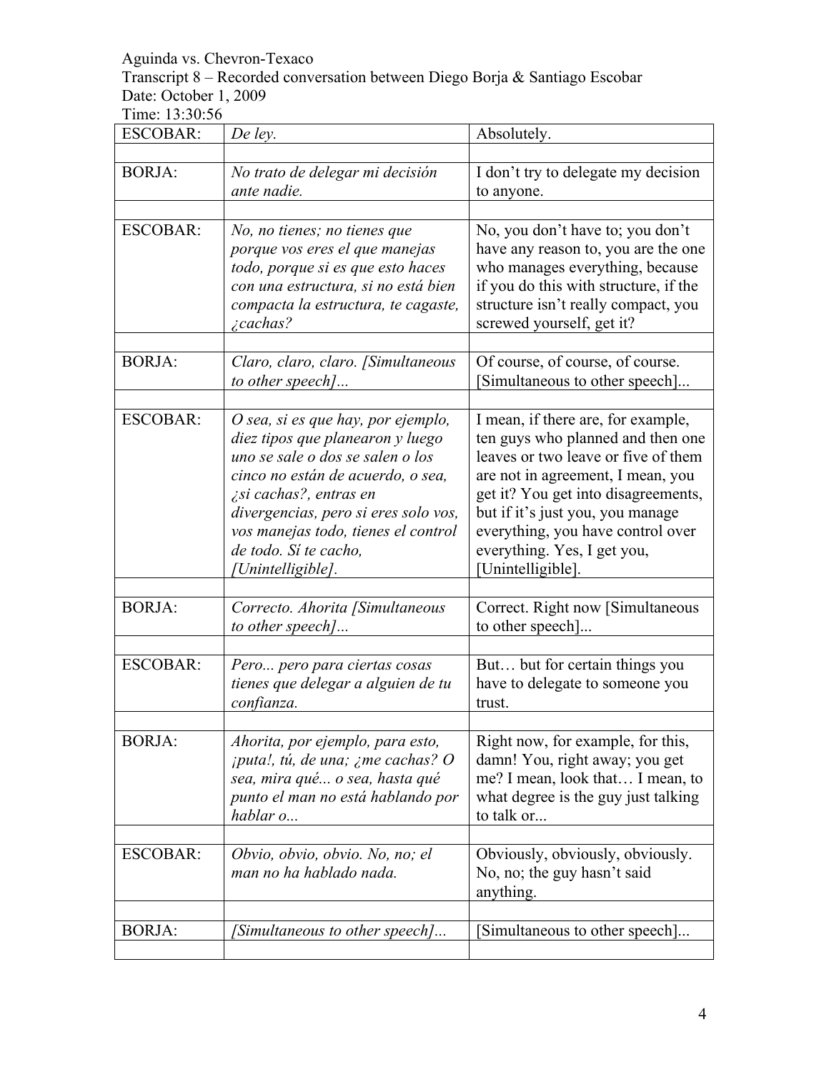Aguinda vs. Chevron-Texaco
Transcript 8 – Recorded conversation between Diego Borja & Santiago Escobar
Date: October 1, 2009
Time: 13:30:56

| | | |
|---|---|---|
| ESCOBAR: | *De ley.* | Absolutely. |
| | | |
| BORJA: | *No trato de delegar mi decisión ante nadie.* | I don't try to delegate my decision to anyone. |
| | | |
| ESCOBAR: | *No, no tienes; no tienes que porque vos eres el que manejas todo, porque si es que esto haces con una estructura, si no está bien compacta la estructura, te cagaste, ¿cachas?* | No, you don't have to; you don't have any reason to, you are the one who manages everything, because if you do this with structure, if the structure isn't really compact, you screwed yourself, get it? |
| | | |
| BORJA: | *Claro, claro, claro. [Simultaneous to other speech]...* | Of course, of course, of course. [Simultaneous to other speech]... |
| | | |
| ESCOBAR: | *O sea, si es que hay, por ejemplo, diez tipos que planearon y luego uno se sale o dos se salen o los cinco no están de acuerdo, o sea, ¿si cachas?, entras en divergencias, pero si eres solo vos, vos manejas todo, tienes el control de todo. Sí te cacho, [Unintelligible].* | I mean, if there are, for example, ten guys who planned and then one leaves or two leave or five of them are not in agreement, I mean, you get it? You get into disagreements, but if it's just you, you manage everything, you have control over everything. Yes, I get you, [Unintelligible]. |
| | | |
| BORJA: | *Correcto. Ahorita [Simultaneous to other speech]...* | Correct. Right now [Simultaneous to other speech]... |
| | | |
| ESCOBAR: | *Pero... pero para ciertas cosas tienes que delegar a alguien de tu confianza.* | But… but for certain things you have to delegate to someone you trust. |
| | | |
| BORJA: | *Ahorita, por ejemplo, para esto, ¡puta!, tú, de una; ¿me cachas? O sea, mira qué... o sea, hasta qué punto el man no está hablando por hablar o...* | Right now, for example, for this, damn! You, right away; you get me? I mean, look that… I mean, to what degree is the guy just talking to talk or... |
| | | |
| ESCOBAR: | *Obvio, obvio, obvio. No, no; el man no ha hablado nada.* | Obviously, obviously, obviously. No, no; the guy hasn't said anything. |
| | | |
| BORJA: | *[Simultaneous to other speech]...* | [Simultaneous to other speech]... |
| | | |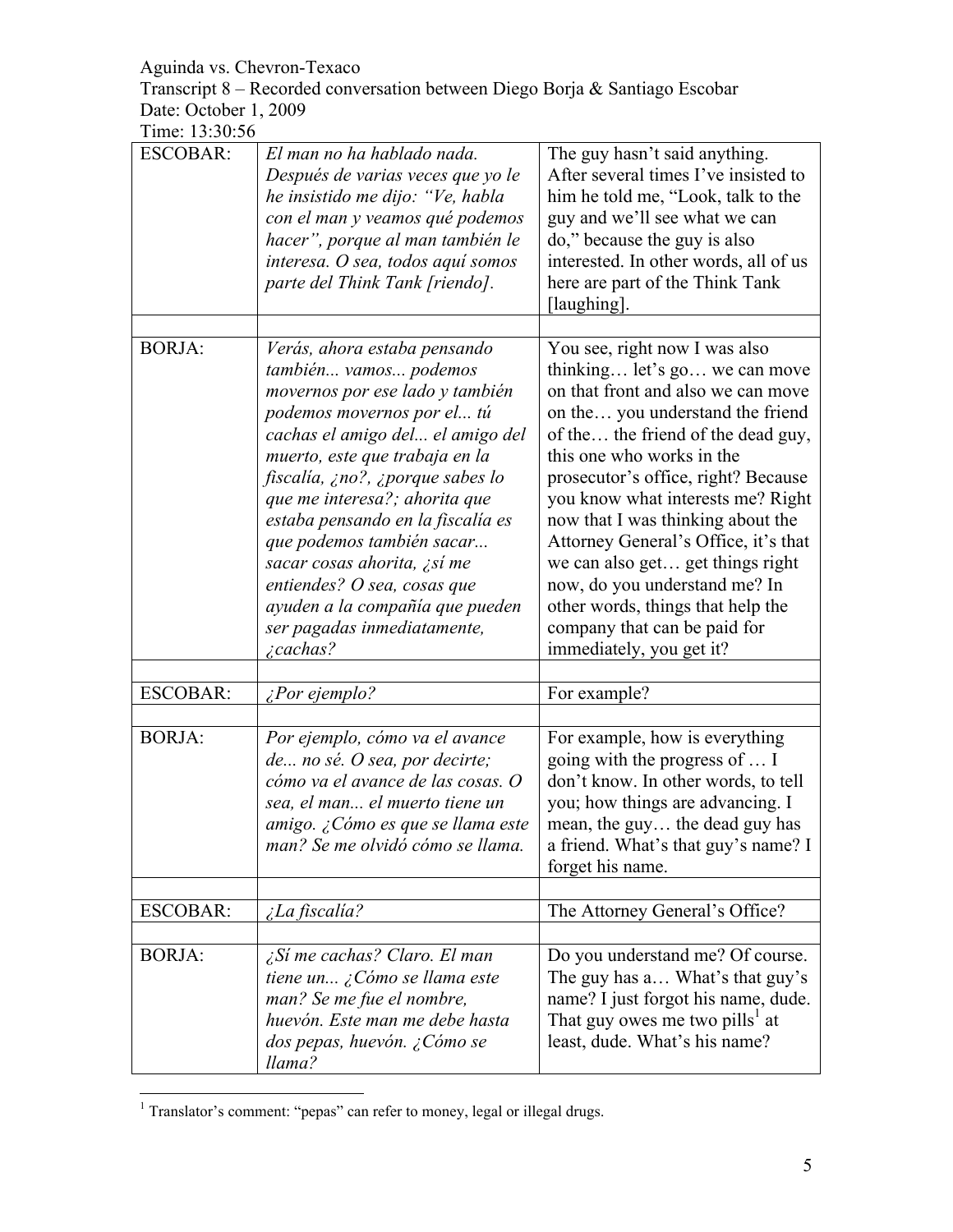Aguinda vs. Chevron-Texaco

Transcript 8 – Recorded conversation between Diego Borja & Santiago Escobar

Date: October 1, 2009

Time: 13:30:56

| | | |
|---|---|---|
| ESCOBAR: | *El man no ha hablado nada. Después de varias veces que yo le he insistido me dijo: "Ve, habla con el man y veamos qué podemos hacer", porque al man también le interesa. O sea, todos aquí somos parte del Think Tank [riendo].* | The guy hasn't said anything. After several times I've insisted to him he told me, "Look, talk to the guy and we'll see what we can do," because the guy is also interested. In other words, all of us here are part of the Think Tank [laughing]. |
| | | |
| BORJA: | *Verás, ahora estaba pensando también... vamos... podemos movernos por ese lado y también podemos movernos por el... tú cachas el amigo del... el amigo del muerto, este que trabaja en la fiscalía, ¿no?, ¿porque sabes lo que me interesa?; ahorita que estaba pensando en la fiscalía es que podemos también sacar... sacar cosas ahorita, ¿sí me entiendes? O sea, cosas que ayuden a la compañía que pueden ser pagadas inmediatamente, ¿cachas?* | You see, right now I was also thinking… let's go… we can move on that front and also we can move on the… you understand the friend of the… the friend of the dead guy, this one who works in the prosecutor's office, right? Because you know what interests me? Right now that I was thinking about the Attorney General's Office, it's that we can also get… get things right now, do you understand me? In other words, things that help the company that can be paid for immediately, you get it? |
| | | |
| ESCOBAR: | *¿Por ejemplo?* | For example? |
| | | |
| BORJA: | *Por ejemplo, cómo va el avance de... no sé. O sea, por decirte; cómo va el avance de las cosas. O sea, el man... el muerto tiene un amigo. ¿Cómo es que se llama este man? Se me olvidó cómo se llama.* | For example, how is everything going with the progress of … I don't know. In other words, to tell you; how things are advancing. I mean, the guy… the dead guy has a friend. What's that guy's name? I forget his name. |
| | | |
| ESCOBAR: | *¿La fiscalía?* | The Attorney General's Office? |
| | | |
| BORJA: | *¿Sí me cachas? Claro. El man tiene un... ¿Cómo se llama este man? Se me fue el nombre, huevón. Este man me debe hasta dos pepas, huevón. ¿Cómo se llama?* | Do you understand me? Of course. The guy has a… What's that guy's name? I just forgot his name, dude. That guy owes me two pills[1] at least, dude. What's his name? |

[1] Translator's comment: "pepas" can refer to money, legal or illegal drugs.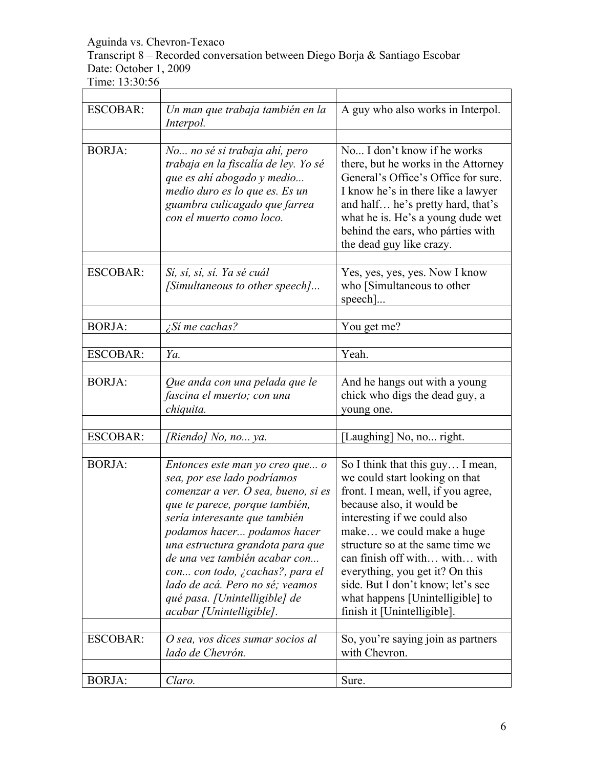Aguinda vs. Chevron-Texaco
Transcript 8 – Recorded conversation between Diego Borja & Santiago Escobar
Date: October 1, 2009
Time: 13:30:56

| | | |
|---|---|---|
| ESCOBAR: | *Un man que trabaja también en la Interpol.* | A guy who also works in Interpol. |
| | | |
| BORJA: | *No... no sé si trabaja ahí, pero trabaja en la fiscalía de ley. Yo sé que es ahí abogado y medio... medio duro es lo que es. Es un guambra culicagado que farrea con el muerto como loco.* | No... I don't know if he works there, but he works in the Attorney General's Office's Office for sure. I know he's in there like a lawyer and half… he's pretty hard, that's what he is. He's a young dude wet behind the ears, who párties with the dead guy like crazy. |
| | | |
| ESCOBAR: | *Sí, sí, sí, sí. Ya sé cuál [Simultaneous to other speech]...* | Yes, yes, yes, yes. Now I know who [Simultaneous to other speech]... |
| | | |
| BORJA: | *¿Sí me cachas?* | You get me? |
| | | |
| ESCOBAR: | *Ya.* | Yeah. |
| | | |
| BORJA: | *Que anda con una pelada que le fascina el muerto; con una chiquita.* | And he hangs out with a young chick who digs the dead guy, a young one. |
| | | |
| ESCOBAR: | *[Riendo] No, no... ya.* | [Laughing] No, no... right. |
| | | |
| BORJA: | *Entonces este man yo creo que... o sea, por ese lado podríamos comenzar a ver. O sea, bueno, si es que te parece, porque también, sería interesante que también podamos hacer... podamos hacer una estructura grandota para que de una vez también acabar con... con... con todo, ¿cachas?, para el lado de acá. Pero no sé; veamos qué pasa. [Unintelligible] de acabar [Unintelligible].* | So I think that this guy… I mean, we could start looking on that front. I mean, well, if you agree, because also, it would be interesting if we could also make… we could make a huge structure so at the same time we can finish off with… with… with everything, you get it? On this side. But I don't know; let's see what happens [Unintelligible] to finish it [Unintelligible]. |
| | | |
| ESCOBAR: | *O sea, vos dices sumar socios al lado de Chevrón.* | So, you're saying join as partners with Chevron. |
| | | |
| BORJA: | *Claro.* | Sure. |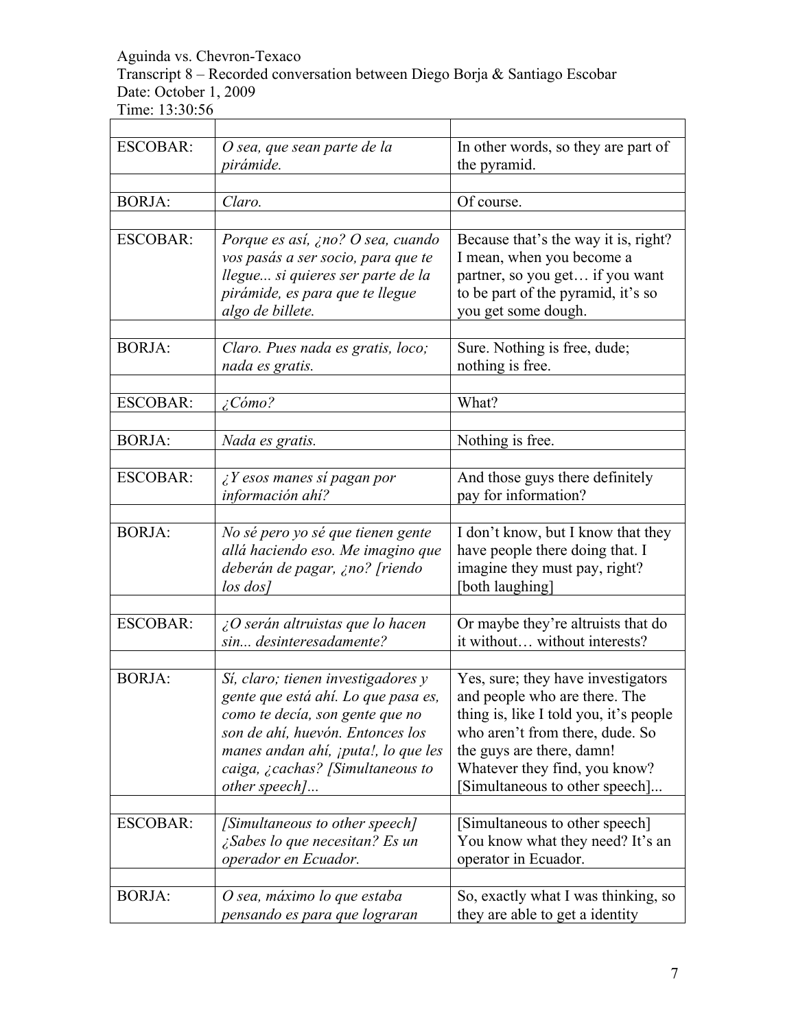Aguinda vs. Chevron-Texaco
Transcript 8 – Recorded conversation between Diego Borja & Santiago Escobar
Date: October 1, 2009
Time: 13:30:56

| | | |
|---|---|---|
| ESCOBAR: | *O sea, que sean parte de la pirámide.* | In other words, so they are part of the pyramid. |
| | | |
| BORJA: | *Claro.* | Of course. |
| | | |
| ESCOBAR: | *Porque es así, ¿no? O sea, cuando vos pasás a ser socio, para que te llegue... si quieres ser parte de la pirámide, es para que te llegue algo de billete.* | Because that's the way it is, right? I mean, when you become a partner, so you get… if you want to be part of the pyramid, it's so you get some dough. |
| | | |
| BORJA: | *Claro. Pues nada es gratis, loco; nada es gratis.* | Sure. Nothing is free, dude; nothing is free. |
| | | |
| ESCOBAR: | *¿Cómo?* | What? |
| | | |
| BORJA: | *Nada es gratis.* | Nothing is free. |
| | | |
| ESCOBAR: | *¿Y esos manes sí pagan por información ahí?* | And those guys there definitely pay for information? |
| | | |
| BORJA: | *No sé pero yo sé que tienen gente allá haciendo eso. Me imagino que deberán de pagar, ¿no? [riendo los dos]* | I don't know, but I know that they have people there doing that. I imagine they must pay, right? [both laughing] |
| | | |
| ESCOBAR: | *¿O serán altruistas que lo hacen sin... desinteresadamente?* | Or maybe they're altruists that do it without… without interests? |
| | | |
| BORJA: | *Sí, claro; tienen investigadores y gente que está ahí. Lo que pasa es, como te decía, son gente que no son de ahí, huevón. Entonces los manes andan ahí, ¡puta!, lo que les caiga, ¿cachas? [Simultaneous to other speech]...* | Yes, sure; they have investigators and people who are there. The thing is, like I told you, it's people who aren't from there, dude. So the guys are there, damn! Whatever they find, you know? [Simultaneous to other speech]... |
| | | |
| ESCOBAR: | *[Simultaneous to other speech] ¿Sabes lo que necesitan? Es un operador en Ecuador.* | [Simultaneous to other speech] You know what they need? It's an operator in Ecuador. |
| | | |
| BORJA: | *O sea, máximo lo que estaba pensando es para que lograran* | So, exactly what I was thinking, so they are able to get a identity |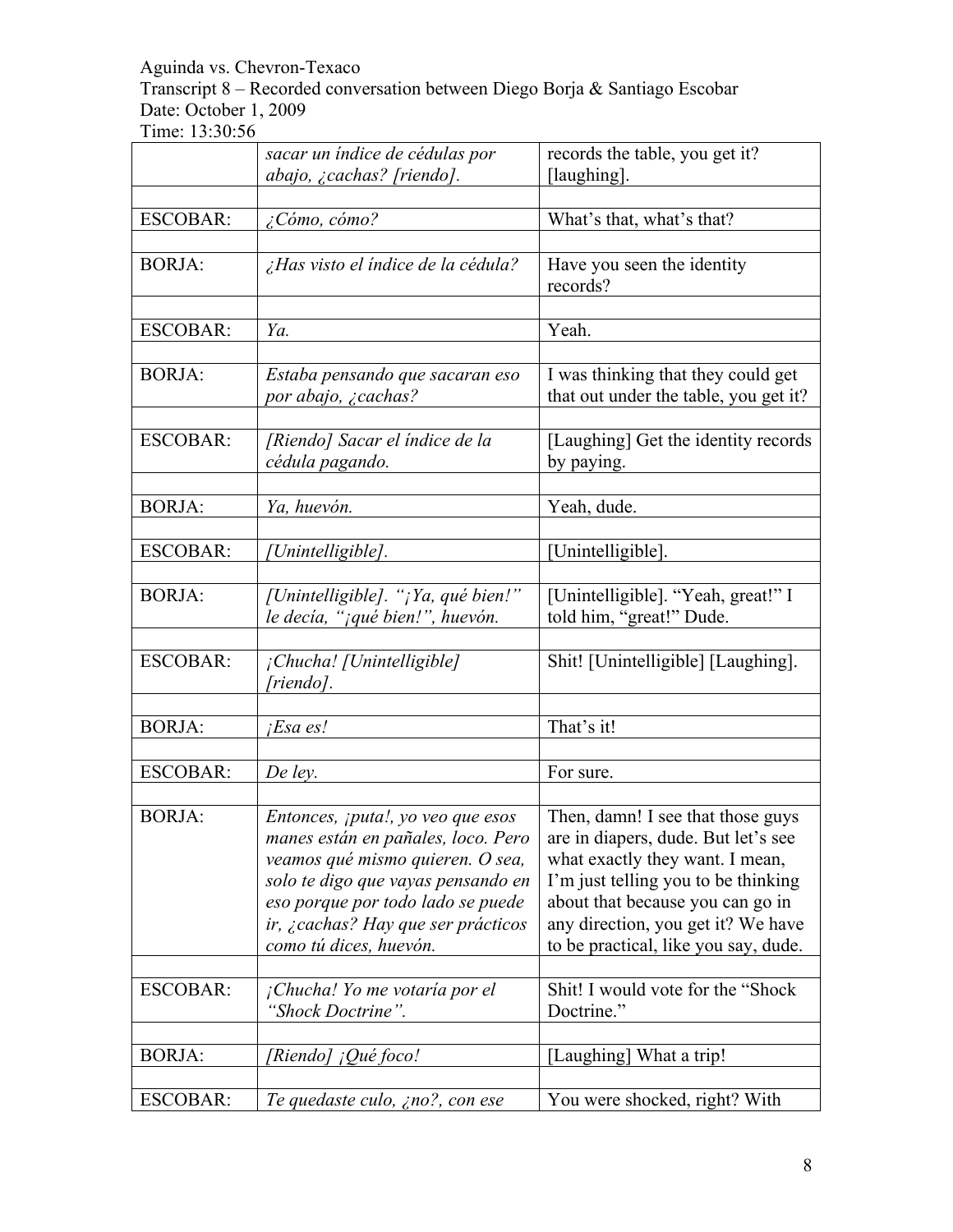Aguinda vs. Chevron-Texaco
Transcript 8 – Recorded conversation between Diego Borja & Santiago Escobar
Date: October 1, 2009
Time: 13:30:56

| | | |
|---|---|---|
| | *sacar un índice de cédulas por abajo, ¿cachas? [riendo].* | records the table, you get it? [laughing]. |
| | | |
| ESCOBAR: | *¿Cómo, cómo?* | What's that, what's that? |
| | | |
| BORJA: | *¿Has visto el índice de la cédula?* | Have you seen the identity records? |
| | | |
| ESCOBAR: | *Ya.* | Yeah. |
| | | |
| BORJA: | *Estaba pensando que sacaran eso por abajo, ¿cachas?* | I was thinking that they could get that out under the table, you get it? |
| | | |
| ESCOBAR: | *[Riendo] Sacar el índice de la cédula pagando.* | [Laughing] Get the identity records by paying. |
| | | |
| BORJA: | *Ya, huevón.* | Yeah, dude. |
| | | |
| ESCOBAR: | *[Unintelligible].* | [Unintelligible]. |
| | | |
| BORJA: | *[Unintelligible]. "¡Ya, qué bien!" le decía, "¡qué bien!", huevón.* | [Unintelligible]. "Yeah, great!" I told him, "great!" Dude. |
| | | |
| ESCOBAR: | *¡Chucha! [Unintelligible] [riendo].* | Shit! [Unintelligible] [Laughing]. |
| | | |
| BORJA: | *¡Esa es!* | That's it! |
| | | |
| ESCOBAR: | *De ley.* | For sure. |
| | | |
| BORJA: | *Entonces, ¡puta!, yo veo que esos manes están en pañales, loco. Pero veamos qué mismo quieren. O sea, solo te digo que vayas pensando en eso porque por todo lado se puede ir, ¿cachas? Hay que ser prácticos como tú dices, huevón.* | Then, damn! I see that those guys are in diapers, dude. But let's see what exactly they want. I mean, I'm just telling you to be thinking about that because you can go in any direction, you get it? We have to be practical, like you say, dude. |
| | | |
| ESCOBAR: | *¡Chucha! Yo me votaría por el "Shock Doctrine".* | Shit! I would vote for the "Shock Doctrine." |
| | | |
| BORJA: | *[Riendo] ¡Qué foco!* | [Laughing] What a trip! |
| | | |
| ESCOBAR: | *Te quedaste culo, ¿no?, con ese* | You were shocked, right? With |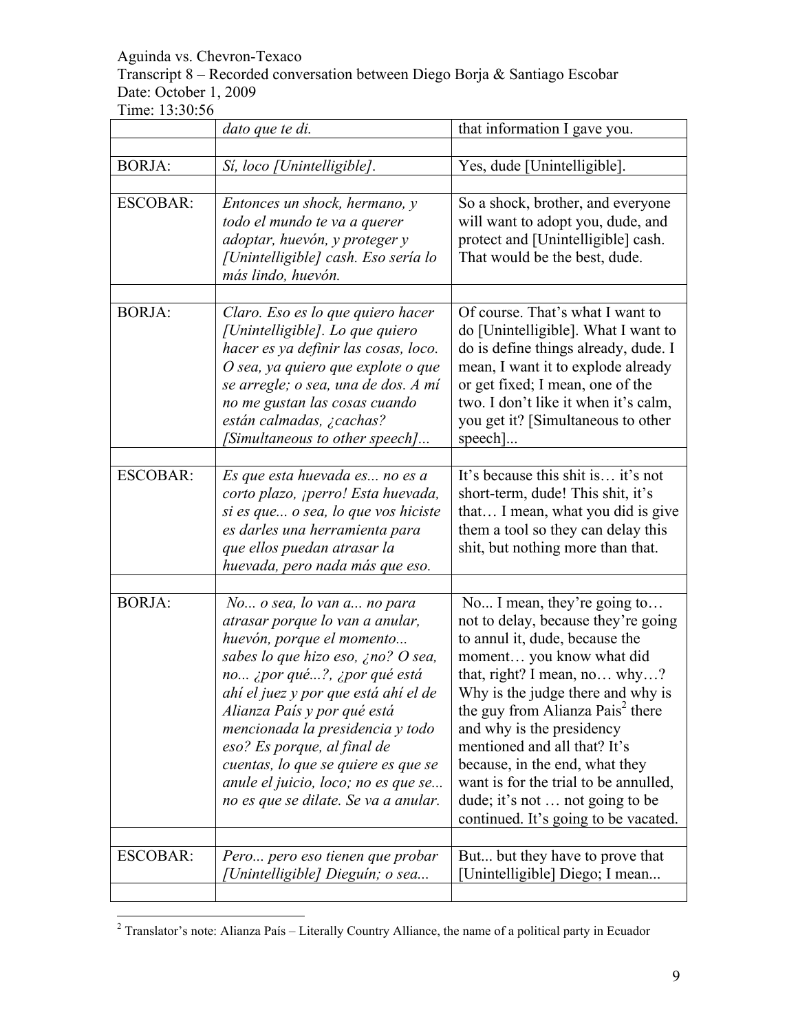Aguinda vs. Chevron-Texaco
Transcript 8 – Recorded conversation between Diego Borja & Santiago Escobar
Date: October 1, 2009
Time: 13:30:56

| | | |
|---|---|---|
| | *dato que te di.* | that information I gave you. |
| | | |
| BORJA: | *Sí, loco [Unintelligible].* | Yes, dude [Unintelligible]. |
| | | |
| ESCOBAR: | *Entonces un shock, hermano, y todo el mundo te va a querer adoptar, huevón, y proteger y [Unintelligible] cash. Eso sería lo más lindo, huevón.* | So a shock, brother, and everyone will want to adopt you, dude, and protect and [Unintelligible] cash. That would be the best, dude. |
| | | |
| BORJA: | *Claro. Eso es lo que quiero hacer [Unintelligible]. Lo que quiero hacer es ya definir las cosas, loco. O sea, ya quiero que explote o que se arregle; o sea, una de dos. A mí no me gustan las cosas cuando están calmadas, ¿cachas? [Simultaneous to other speech]...* | Of course. That's what I want to do [Unintelligible]. What I want to do is define things already, dude. I mean, I want it to explode already or get fixed; I mean, one of the two. I don't like it when it's calm, you get it? [Simultaneous to other speech]... |
| | | |
| ESCOBAR: | *Es que esta huevada es... no es a corto plazo, ¡perro! Esta huevada, si es que... o sea, lo que vos hiciste es darles una herramienta para que ellos puedan atrasar la huevada, pero nada más que eso.* | It's because this shit is… it's not short-term, dude! This shit, it's that… I mean, what you did is give them a tool so they can delay this shit, but nothing more than that. |
| | | |
| BORJA: | *No... o sea, lo van a... no para atrasar porque lo van a anular, huevón, porque el momento... sabes lo que hizo eso, ¿no? O sea, no... ¿por qué...?, ¿por qué está ahí el juez y por que está ahí el de Alianza País y por qué está mencionada la presidencia y todo eso? Es porque, al final de cuentas, lo que se quiere es que se anule el juicio, loco; no es que se... no es que se dilate. Se va a anular.* | No... I mean, they're going to… not to delay, because they're going to annul it, dude, because the moment… you know what did that, right? I mean, no… why…? Why is the judge there and why is the guy from Alianza Pais[2] there and why is the presidency mentioned and all that? It's because, in the end, what they want is for the trial to be annulled, dude; it's not … not going to be continued. It's going to be vacated. |
| | | |
| ESCOBAR: | *Pero... pero eso tienen que probar [Unintelligible] Dieguín; o sea...* | But... but they have to prove that [Unintelligible] Diego; I mean... |
| | | |

[2] Translator's note: Alianza País – Literally Country Alliance, the name of a political party in Ecuador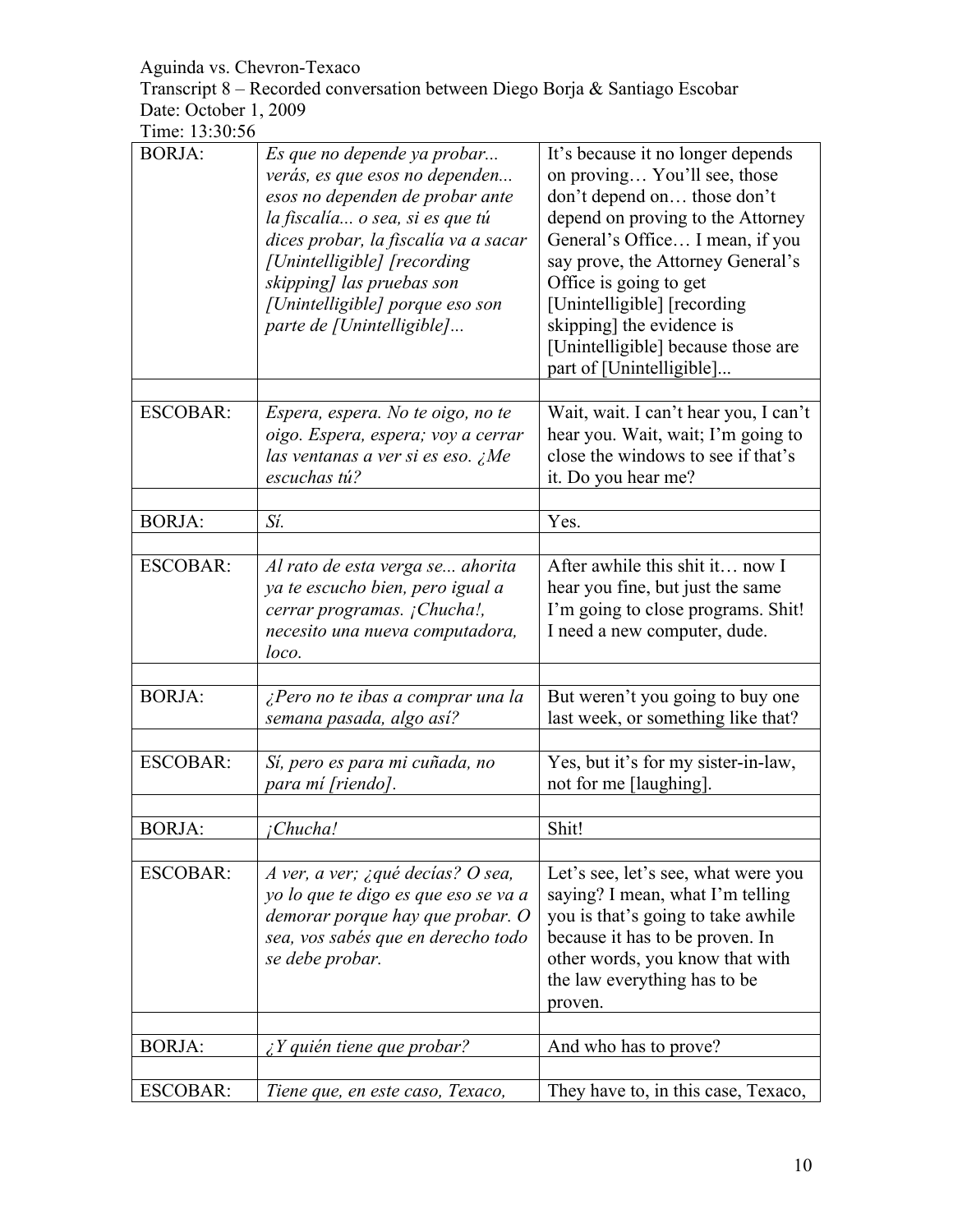Aguinda vs. Chevron-Texaco
Transcript 8 – Recorded conversation between Diego Borja & Santiago Escobar
Date: October 1, 2009
Time: 13:30:56

| | | |
|---|---|---|
| BORJA: | *Es que no depende ya probar... verás, es que esos no dependen... esos no dependen de probar ante la fiscalía... o sea, si es que tú dices probar, la fiscalía va a sacar [Unintelligible] [recording skipping] las pruebas son [Unintelligible] porque eso son parte de [Unintelligible]...* | It's because it no longer depends on proving… You'll see, those don't depend on… those don't depend on proving to the Attorney General's Office… I mean, if you say prove, the Attorney General's Office is going to get [Unintelligible] [recording skipping] the evidence is [Unintelligible] because those are part of [Unintelligible]... |
| | | |
| ESCOBAR: | *Espera, espera. No te oigo, no te oigo. Espera, espera; voy a cerrar las ventanas a ver si es eso. ¿Me escuchas tú?* | Wait, wait. I can't hear you, I can't hear you. Wait, wait; I'm going to close the windows to see if that's it. Do you hear me? |
| | | |
| BORJA: | *Sí.* | Yes. |
| | | |
| ESCOBAR: | *Al rato de esta verga se... ahorita ya te escucho bien, pero igual a cerrar programas. ¡Chucha!, necesito una nueva computadora, loco.* | After awhile this shit it… now I hear you fine, but just the same I'm going to close programs. Shit! I need a new computer, dude. |
| | | |
| BORJA: | *¿Pero no te ibas a comprar una la semana pasada, algo así?* | But weren't you going to buy one last week, or something like that? |
| | | |
| ESCOBAR: | *Sí, pero es para mi cuñada, no para mí [riendo].* | Yes, but it's for my sister-in-law, not for me [laughing]. |
| | | |
| BORJA: | *¡Chucha!* | Shit! |
| | | |
| ESCOBAR: | *A ver, a ver; ¿qué decías? O sea, yo lo que te digo es que eso se va a demorar porque hay que probar. O sea, vos sabés que en derecho todo se debe probar.* | Let's see, let's see, what were you saying? I mean, what I'm telling you is that's going to take awhile because it has to be proven. In other words, you know that with the law everything has to be proven. |
| | | |
| BORJA: | *¿Y quién tiene que probar?* | And who has to prove? |
| | | |
| ESCOBAR: | *Tiene que, en este caso, Texaco,* | They have to, in this case, Texaco, |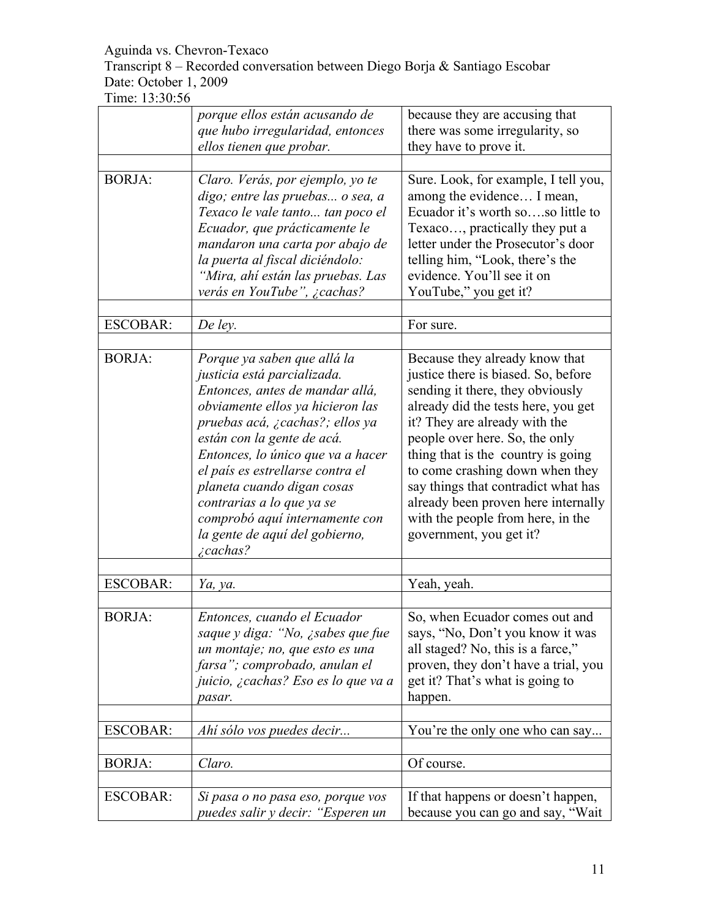Aguinda vs. Chevron-Texaco
Transcript 8 – Recorded conversation between Diego Borja & Santiago Escobar
Date: October 1, 2009
Time: 13:30:56

| | | |
|---|---|---|
| | *porque ellos están acusando de que hubo irregularidad, entonces ellos tienen que probar.* | because they are accusing that there was some irregularity, so they have to prove it. |
| | | |
| BORJA: | *Claro. Verás, por ejemplo, yo te digo; entre las pruebas... o sea, a Texaco le vale tanto... tan poco el Ecuador, que prácticamente le mandaron una carta por abajo de la puerta al fiscal diciéndolo: "Mira, ahí están las pruebas. Las verás en YouTube", ¿cachas?* | Sure. Look, for example, I tell you, among the evidence… I mean, Ecuador it's worth so….so little to Texaco…, practically they put a letter under the Prosecutor's door telling him, "Look, there's the evidence. You'll see it on YouTube," you get it? |
| | | |
| ESCOBAR: | *De ley.* | For sure. |
| | | |
| BORJA: | *Porque ya saben que allá la justicia está parcializada. Entonces, antes de mandar allá, obviamente ellos ya hicieron las pruebas acá, ¿cachas?; ellos ya están con la gente de acá. Entonces, lo único que va a hacer el país es estrellarse contra el planeta cuando digan cosas contrarias a lo que ya se comprobó aquí internamente con la gente de aquí del gobierno, ¿cachas?* | Because they already know that justice there is biased. So, before sending it there, they obviously already did the tests here, you get it? They are already with the people over here. So, the only thing that is the country is going to come crashing down when they say things that contradict what has already been proven here internally with the people from here, in the government, you get it? |
| | | |
| ESCOBAR: | *Ya, ya.* | Yeah, yeah. |
| | | |
| BORJA: | *Entonces, cuando el Ecuador saque y diga: "No, ¿sabes que fue un montaje; no, que esto es una farsa"; comprobado, anulan el juicio, ¿cachas? Eso es lo que va a pasar.* | So, when Ecuador comes out and says, "No, Don't you know it was all staged? No, this is a farce," proven, they don't have a trial, you get it? That's what is going to happen. |
| | | |
| ESCOBAR: | *Ahí sólo vos puedes decir...* | You're the only one who can say... |
| | | |
| BORJA: | *Claro.* | Of course. |
| | | |
| ESCOBAR: | *Si pasa o no pasa eso, porque vos puedes salir y decir: "Esperen un* | If that happens or doesn't happen, because you can go and say, "Wait |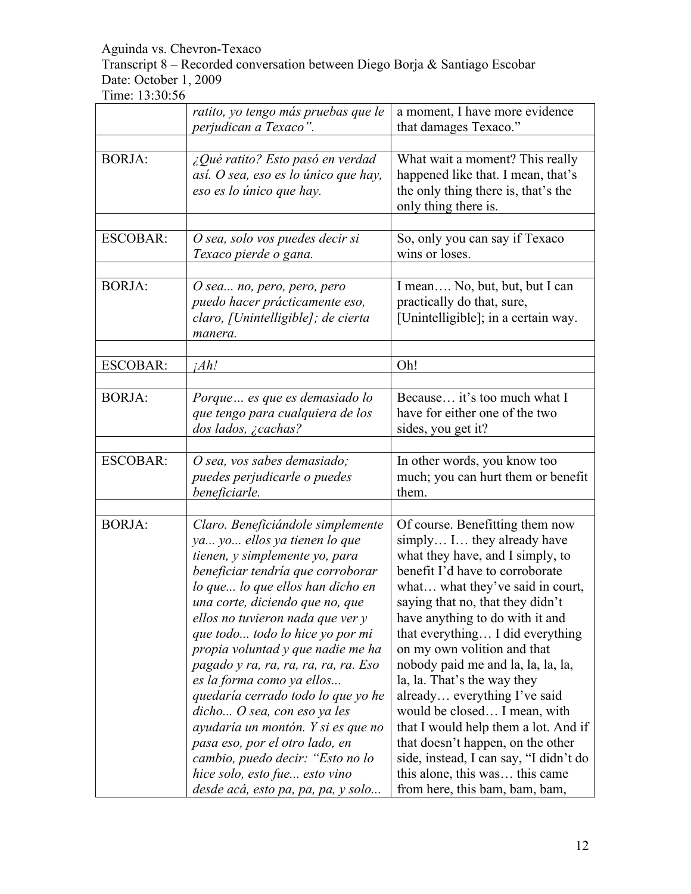Aguinda vs. Chevron-Texaco

Transcript 8 – Recorded conversation between Diego Borja & Santiago Escobar

Date: October 1, 2009

Time: 13:30:56

| | | |
|---|---|---|
| | *ratito, yo tengo más pruebas que le perjudican a Texaco".* | a moment, I have more evidence that damages Texaco." |
| | | |
| BORJA: | *¿Qué ratito? Esto pasó en verdad así. O sea, eso es lo único que hay, eso es lo único que hay.* | What wait a moment? This really happened like that. I mean, that's the only thing there is, that's the only thing there is. |
| | | |
| ESCOBAR: | *O sea, solo vos puedes decir si Texaco pierde o gana.* | So, only you can say if Texaco wins or loses. |
| | | |
| BORJA: | *O sea... no, pero, pero, pero puedo hacer prácticamente eso, claro, [Unintelligible]; de cierta manera.* | I mean…. No, but, but, but I can practically do that, sure, [Unintelligible]; in a certain way. |
| | | |
| ESCOBAR: | *¡Ah!* | Oh! |
| | | |
| BORJA: | *Porque… es que es demasiado lo que tengo para cualquiera de los dos lados, ¿cachas?* | Because… it's too much what I have for either one of the two sides, you get it? |
| | | |
| ESCOBAR: | *O sea, vos sabes demasiado; puedes perjudicarle o puedes beneficiarle.* | In other words, you know too much; you can hurt them or benefit them. |
| | | |
| BORJA: | *Claro. Beneficiándole simplemente ya... yo... ellos ya tienen lo que tienen, y simplemente yo, para beneficiar tendría que corroborar lo que... lo que ellos han dicho en una corte, diciendo que no, que ellos no tuvieron nada que ver y que todo... todo lo hice yo por mi propia voluntad y que nadie me ha pagado y ra, ra, ra, ra, ra, ra. Eso es la forma como ya ellos... quedaría cerrado todo lo que yo he dicho... O sea, con eso ya les ayudaría un montón. Y si es que no pasa eso, por el otro lado, en cambio, puedo decir: "Esto no lo hice solo, esto fue... esto vino desde acá, esto pa, pa, pa, y solo...* | Of course. Benefitting them now simply… I… they already have what they have, and I simply, to benefit I'd have to corroborate what… what they've said in court, saying that no, that they didn't have anything to do with it and that everything… I did everything on my own volition and that nobody paid me and la, la, la, la, la, la. That's the way they already… everything I've said would be closed… I mean, with that I would help them a lot. And if that doesn't happen, on the other side, instead, I can say, "I didn't do this alone, this was… this came from here, this bam, bam, bam, |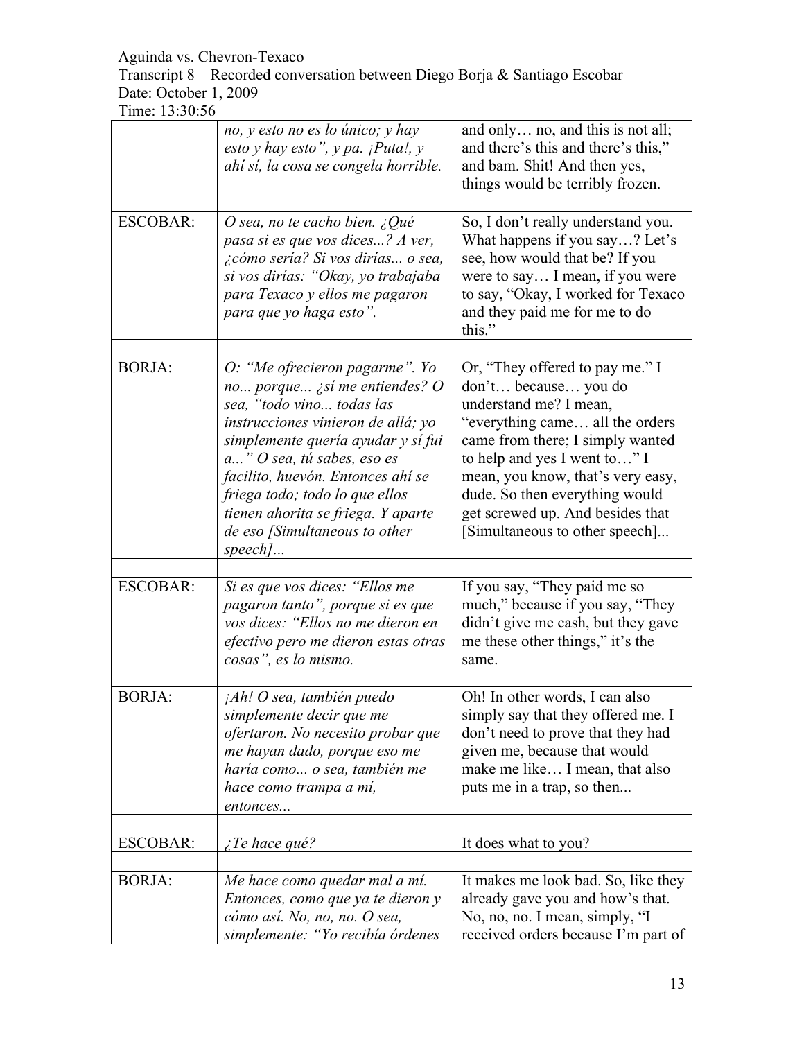Aguinda vs. Chevron-Texaco
Transcript 8 – Recorded conversation between Diego Borja & Santiago Escobar
Date: October 1, 2009
Time: 13:30:56

| | | |
|---|---|---|
| | *no, y esto no es lo único; y hay esto y hay esto", y pa. ¡Puta!, y ahí sí, la cosa se congela horrible.* | and only… no, and this is not all; and there's this and there's this," and bam. Shit! And then yes, things would be terribly frozen. |
| | | |
| ESCOBAR: | *O sea, no te cacho bien. ¿Qué pasa si es que vos dices...? A ver, ¿cómo sería? Si vos dirías... o sea, si vos dirías: "Okay, yo trabajaba para Texaco y ellos me pagaron para que yo haga esto".* | So, I don't really understand you. What happens if you say…? Let's see, how would that be? If you were to say… I mean, if you were to say, "Okay, I worked for Texaco and they paid me for me to do this." |
| | | |
| BORJA: | *O: "Me ofrecieron pagarme". Yo no... porque... ¿sí me entiendes? O sea, "todo vino... todas las instrucciones vinieron de allá; yo simplemente quería ayudar y sí fui a..." O sea, tú sabes, eso es facilito, huevón. Entonces ahí se friega todo; todo lo que ellos tienen ahorita se friega. Y aparte de eso [Simultaneous to other speech]...* | Or, "They offered to pay me." I don't… because… you do understand me? I mean, "everything came… all the orders came from there; I simply wanted to help and yes I went to…" I mean, you know, that's very easy, dude. So then everything would get screwed up. And besides that [Simultaneous to other speech]... |
| | | |
| ESCOBAR: | *Si es que vos dices: "Ellos me pagaron tanto", porque si es que vos dices: "Ellos no me dieron en efectivo pero me dieron estas otras cosas", es lo mismo.* | If you say, "They paid me so much," because if you say, "They didn't give me cash, but they gave me these other things," it's the same. |
| | | |
| BORJA: | *¡Ah! O sea, también puedo simplemente decir que me ofertaron. No necesito probar que me hayan dado, porque eso me haría como... o sea, también me hace como trampa a mí, entonces...* | Oh! In other words, I can also simply say that they offered me. I don't need to prove that they had given me, because that would make me like… I mean, that also puts me in a trap, so then... |
| | | |
| ESCOBAR: | *¿Te hace qué?* | It does what to you? |
| | | |
| BORJA: | *Me hace como quedar mal a mí. Entonces, como que ya te dieron y cómo así. No, no, no. O sea, simplemente: "Yo recibía órdenes* | It makes me look bad. So, like they already gave you and how's that. No, no, no. I mean, simply, "I received orders because I'm part of |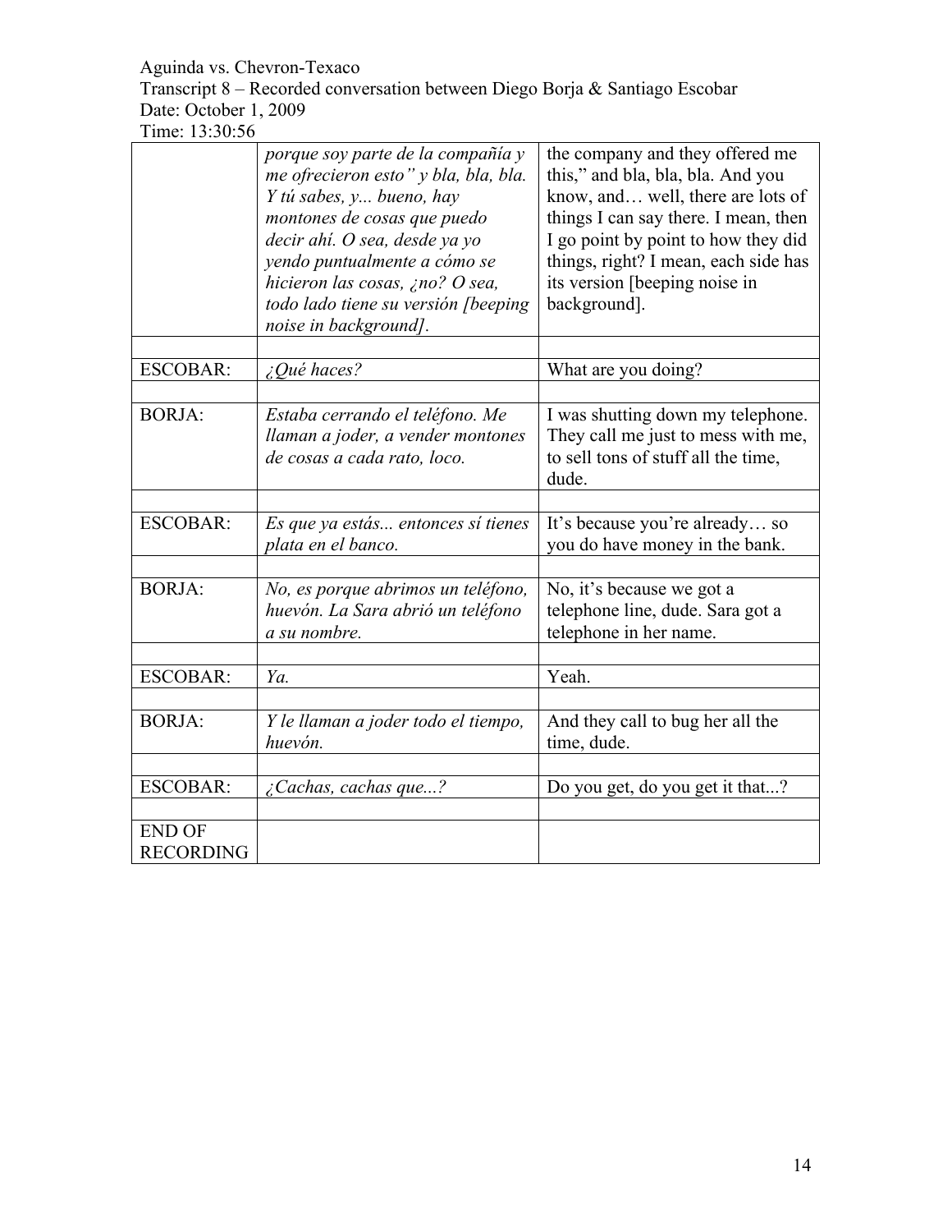Aguinda vs. Chevron-Texaco
Transcript 8 – Recorded conversation between Diego Borja & Santiago Escobar
Date: October 1, 2009
Time: 13:30:56

| | | |
|---|---|---|
| | *porque soy parte de la compañía y me ofrecieron esto" y bla, bla, bla. Y tú sabes, y... bueno, hay montones de cosas que puedo decir ahí. O sea, desde ya yo yendo puntualmente a cómo se hicieron las cosas, ¿no? O sea, todo lado tiene su versión [beeping noise in background].* | the company and they offered me this," and bla, bla, bla. And you know, and… well, there are lots of things I can say there. I mean, then I go point by point to how they did things, right? I mean, each side has its version [beeping noise in background]. |
| | | |
| ESCOBAR: | *¿Qué haces?* | What are you doing? |
| | | |
| BORJA: | *Estaba cerrando el teléfono. Me llaman a joder, a vender montones de cosas a cada rato, loco.* | I was shutting down my telephone. They call me just to mess with me, to sell tons of stuff all the time, dude. |
| | | |
| ESCOBAR: | *Es que ya estás... entonces sí tienes plata en el banco.* | It's because you're already… so you do have money in the bank. |
| | | |
| BORJA: | *No, es porque abrimos un teléfono, huevón. La Sara abrió un teléfono a su nombre.* | No, it's because we got a telephone line, dude. Sara got a telephone in her name. |
| | | |
| ESCOBAR: | *Ya.* | Yeah. |
| | | |
| BORJA: | *Y le llaman a joder todo el tiempo, huevón.* | And they call to bug her all the time, dude. |
| | | |
| ESCOBAR: | *¿Cachas, cachas que...?* | Do you get, do you get it that...? |
| | | |
| END OF RECORDING | | |